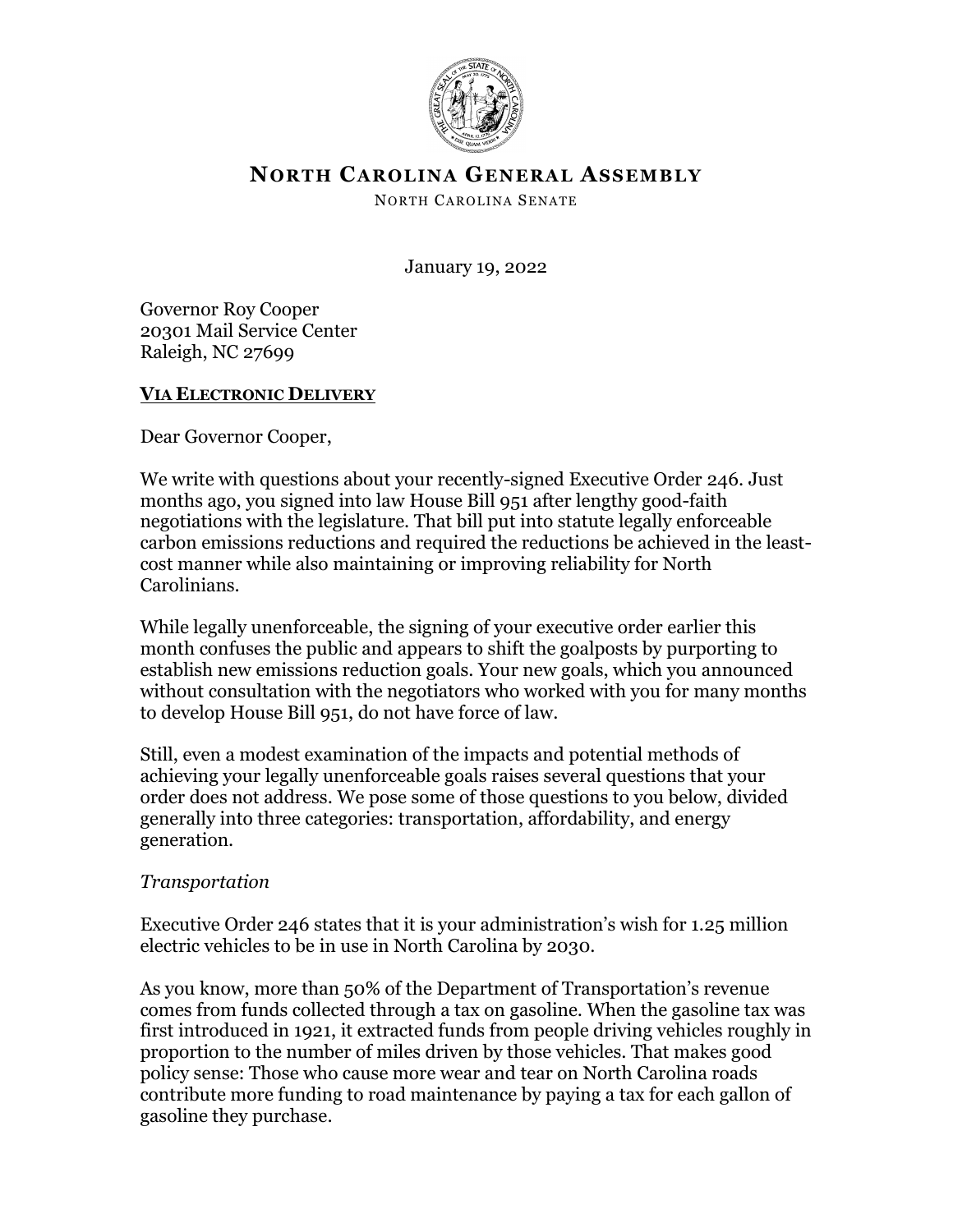# NORTH CAROLINA GENERAL ASSEMBLY

NORTH CAROLINA SENATE

January 19, 2022

Governor Roy Cooper
20301 Mail Service Center
Raleigh, NC 27699

**VIA ELECTRONIC DELIVERY**

Dear Governor Cooper,

We write with questions about your recently-signed Executive Order 246. Just months ago, you signed into law House Bill 951 after lengthy good-faith negotiations with the legislature. That bill put into statute legally enforceable carbon emissions reductions and required the reductions be achieved in the least-cost manner while also maintaining or improving reliability for North Carolinians.

While legally unenforceable, the signing of your executive order earlier this month confuses the public and appears to shift the goalposts by purporting to establish new emissions reduction goals. Your new goals, which you announced without consultation with the negotiators who worked with you for many months to develop House Bill 951, do not have force of law.

Still, even a modest examination of the impacts and potential methods of achieving your legally unenforceable goals raises several questions that your order does not address. We pose some of those questions to you below, divided generally into three categories: transportation, affordability, and energy generation.

*Transportation*

Executive Order 246 states that it is your administration's wish for 1.25 million electric vehicles to be in use in North Carolina by 2030.

As you know, more than 50% of the Department of Transportation's revenue comes from funds collected through a tax on gasoline. When the gasoline tax was first introduced in 1921, it extracted funds from people driving vehicles roughly in proportion to the number of miles driven by those vehicles. That makes good policy sense: Those who cause more wear and tear on North Carolina roads contribute more funding to road maintenance by paying a tax for each gallon of gasoline they purchase.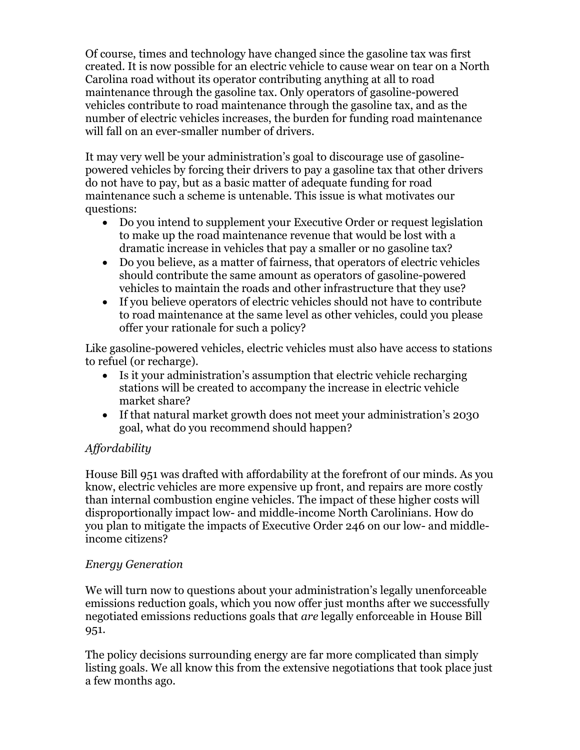Of course, times and technology have changed since the gasoline tax was first created. It is now possible for an electric vehicle to cause wear on tear on a North Carolina road without its operator contributing anything at all to road maintenance through the gasoline tax. Only operators of gasoline-powered vehicles contribute to road maintenance through the gasoline tax, and as the number of electric vehicles increases, the burden for funding road maintenance will fall on an ever-smaller number of drivers.

It may very well be your administration's goal to discourage use of gasoline-powered vehicles by forcing their drivers to pay a gasoline tax that other drivers do not have to pay, but as a basic matter of adequate funding for road maintenance such a scheme is untenable. This issue is what motivates our questions:

- Do you intend to supplement your Executive Order or request legislation to make up the road maintenance revenue that would be lost with a dramatic increase in vehicles that pay a smaller or no gasoline tax?
- Do you believe, as a matter of fairness, that operators of electric vehicles should contribute the same amount as operators of gasoline-powered vehicles to maintain the roads and other infrastructure that they use?
- If you believe operators of electric vehicles should not have to contribute to road maintenance at the same level as other vehicles, could you please offer your rationale for such a policy?

Like gasoline-powered vehicles, electric vehicles must also have access to stations to refuel (or recharge).

- Is it your administration's assumption that electric vehicle recharging stations will be created to accompany the increase in electric vehicle market share?
- If that natural market growth does not meet your administration's 2030 goal, what do you recommend should happen?

*Affordability*

House Bill 951 was drafted with affordability at the forefront of our minds. As you know, electric vehicles are more expensive up front, and repairs are more costly than internal combustion engine vehicles. The impact of these higher costs will disproportionally impact low- and middle-income North Carolinians. How do you plan to mitigate the impacts of Executive Order 246 on our low- and middle-income citizens?

*Energy Generation*

We will turn now to questions about your administration's legally unenforceable emissions reduction goals, which you now offer just months after we successfully negotiated emissions reductions goals that *are* legally enforceable in House Bill 951.

The policy decisions surrounding energy are far more complicated than simply listing goals. We all know this from the extensive negotiations that took place just a few months ago.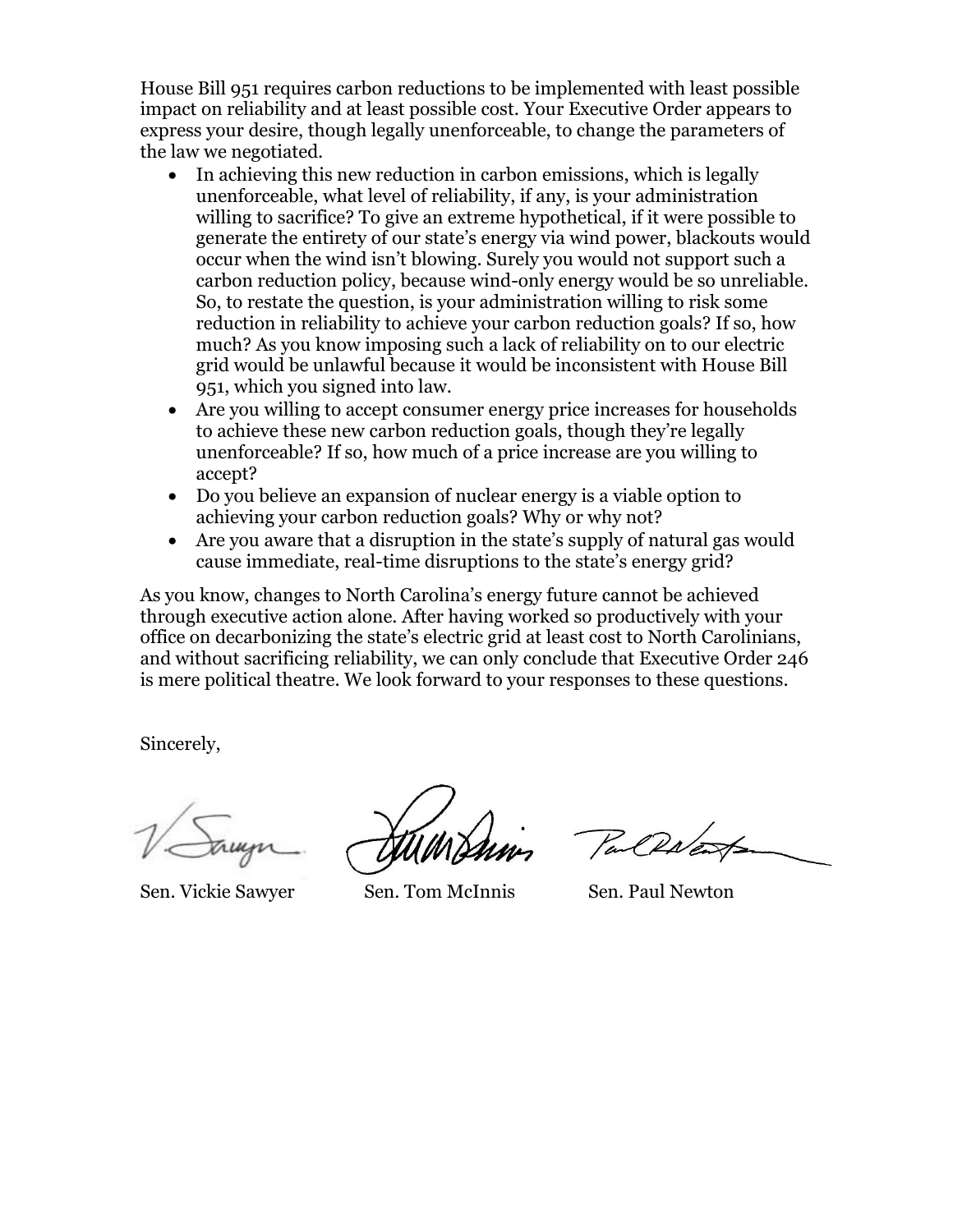House Bill 951 requires carbon reductions to be implemented with least possible impact on reliability and at least possible cost. Your Executive Order appears to express your desire, though legally unenforceable, to change the parameters of the law we negotiated.

- In achieving this new reduction in carbon emissions, which is legally unenforceable, what level of reliability, if any, is your administration willing to sacrifice? To give an extreme hypothetical, if it were possible to generate the entirety of our state's energy via wind power, blackouts would occur when the wind isn't blowing. Surely you would not support such a carbon reduction policy, because wind-only energy would be so unreliable. So, to restate the question, is your administration willing to risk some reduction in reliability to achieve your carbon reduction goals? If so, how much? As you know imposing such a lack of reliability on to our electric grid would be unlawful because it would be inconsistent with House Bill 951, which you signed into law.
- Are you willing to accept consumer energy price increases for households to achieve these new carbon reduction goals, though they're legally unenforceable? If so, how much of a price increase are you willing to accept?
- Do you believe an expansion of nuclear energy is a viable option to achieving your carbon reduction goals? Why or why not?
- Are you aware that a disruption in the state's supply of natural gas would cause immediate, real-time disruptions to the state's energy grid?

As you know, changes to North Carolina's energy future cannot be achieved through executive action alone. After having worked so productively with your office on decarbonizing the state's electric grid at least cost to North Carolinians, and without sacrificing reliability, we can only conclude that Executive Order 246 is mere political theatre. We look forward to your responses to these questions.

Sincerely,

Sen. Vickie Sawyer    Sen. Tom McInnis    Sen. Paul Newton